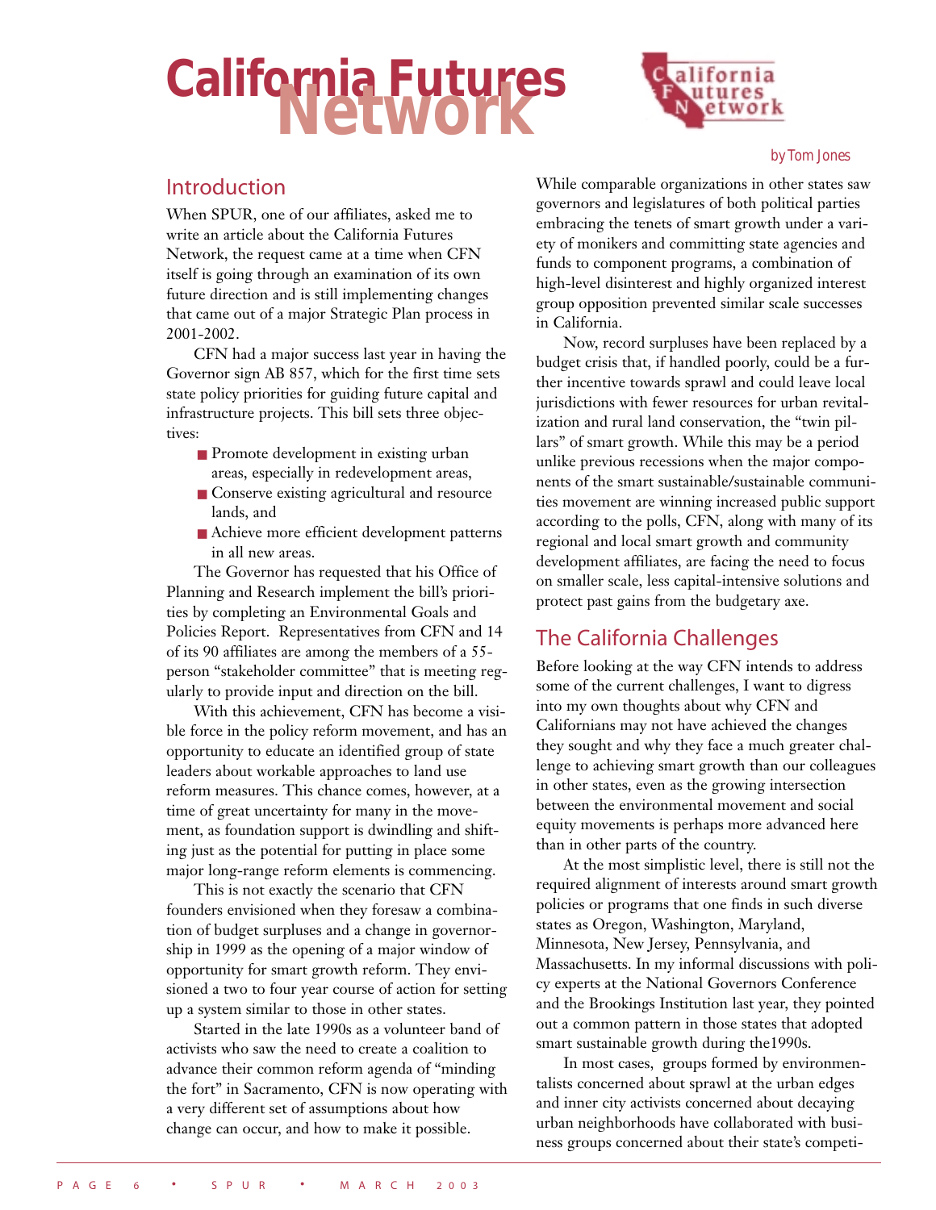# California Futures Network

*by Tom Jones*

## Introduction

When SPUR, one of our affiliates, asked me to write an article about the California Futures Network, the request came at a time when CFN itself is going through an examination of its own future direction and is still implementing changes that came out of a major Strategic Plan process in 2001-2002.

CFN had a major success last year in having the Governor sign AB 857, which for the first time sets state policy priorities for guiding future capital and infrastructure projects. This bill sets three objectives:

- Promote development in existing urban areas, especially in redevelopment areas,
- Conserve existing agricultural and resource lands, and
- Achieve more efficient development patterns in all new areas.

The Governor has requested that his Office of Planning and Research implement the bill's priorities by completing an Environmental Goals and Policies Report. Representatives from CFN and 14 of its 90 affiliates are among the members of a 55-person "stakeholder committee" that is meeting regularly to provide input and direction on the bill.

With this achievement, CFN has become a visible force in the policy reform movement, and has an opportunity to educate an identified group of state leaders about workable approaches to land use reform measures. This chance comes, however, at a time of great uncertainty for many in the movement, as foundation support is dwindling and shifting just as the potential for putting in place some major long-range reform elements is commencing.

This is not exactly the scenario that CFN founders envisioned when they foresaw a combination of budget surpluses and a change in governorship in 1999 as the opening of a major window of opportunity for smart growth reform. They envisioned a two to four year course of action for setting up a system similar to those in other states.

Started in the late 1990s as a volunteer band of activists who saw the need to create a coalition to advance their common reform agenda of "minding the fort" in Sacramento, CFN is now operating with a very different set of assumptions about how change can occur, and how to make it possible.

While comparable organizations in other states saw governors and legislatures of both political parties embracing the tenets of smart growth under a variety of monikers and committing state agencies and funds to component programs, a combination of high-level disinterest and highly organized interest group opposition prevented similar scale successes in California.

Now, record surpluses have been replaced by a budget crisis that, if handled poorly, could be a further incentive towards sprawl and could leave local jurisdictions with fewer resources for urban revitalization and rural land conservation, the "twin pillars" of smart growth. While this may be a period unlike previous recessions when the major components of the smart sustainable/sustainable communities movement are winning increased public support according to the polls, CFN, along with many of its regional and local smart growth and community development affiliates, are facing the need to focus on smaller scale, less capital-intensive solutions and protect past gains from the budgetary axe.

## The California Challenges

Before looking at the way CFN intends to address some of the current challenges, I want to digress into my own thoughts about why CFN and Californians may not have achieved the changes they sought and why they face a much greater challenge to achieving smart growth than our colleagues in other states, even as the growing intersection between the environmental movement and social equity movements is perhaps more advanced here than in other parts of the country.

At the most simplistic level, there is still not the required alignment of interests around smart growth policies or programs that one finds in such diverse states as Oregon, Washington, Maryland, Minnesota, New Jersey, Pennsylvania, and Massachusetts. In my informal discussions with policy experts at the National Governors Conference and the Brookings Institution last year, they pointed out a common pattern in those states that adopted smart sustainable growth during the1990s.

In most cases, groups formed by environmentalists concerned about sprawl at the urban edges and inner city activists concerned about decaying urban neighborhoods have collaborated with business groups concerned about their state's competi-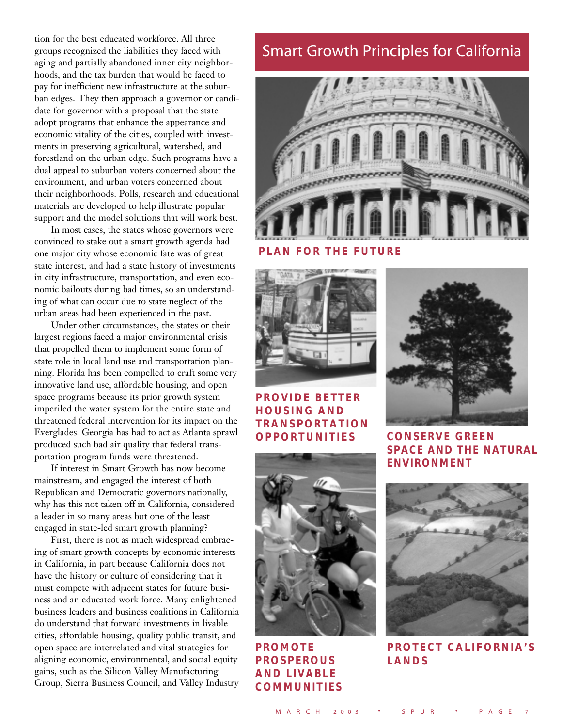tion for the best educated workforce. All three groups recognized the liabilities they faced with aging and partially abandoned inner city neighborhoods, and the tax burden that would be faced to pay for inefficient new infrastructure at the suburban edges. They then approach a governor or candidate for governor with a proposal that the state adopt programs that enhance the appearance and economic vitality of the cities, coupled with investments in preserving agricultural, watershed, and forestland on the urban edge. Such programs have a dual appeal to suburban voters concerned about the environment, and urban voters concerned about their neighborhoods. Polls, research and educational materials are developed to help illustrate popular support and the model solutions that will work best.

In most cases, the states whose governors were convinced to stake out a smart growth agenda had one major city whose economic fate was of great state interest, and had a state history of investments in city infrastructure, transportation, and even economic bailouts during bad times, so an understanding of what can occur due to state neglect of the urban areas had been experienced in the past.

Under other circumstances, the states or their largest regions faced a major environmental crisis that propelled them to implement some form of state role in local land use and transportation planning. Florida has been compelled to craft some very innovative land use, affordable housing, and open space programs because its prior growth system imperiled the water system for the entire state and threatened federal intervention for its impact on the Everglades. Georgia has had to act as Atlanta sprawl produced such bad air quality that federal transportation program funds were threatened.

If interest in Smart Growth has now become mainstream, and engaged the interest of both Republican and Democratic governors nationally, why has this not taken off in California, considered a leader in so many areas but one of the least engaged in state-led smart growth planning?

First, there is not as much widespread embracing of smart growth concepts by economic interests in California, in part because California does not have the history or culture of considering that it must compete with adjacent states for future business and an educated work force. Many enlightened business leaders and business coalitions in California do understand that forward investments in livable cities, affordable housing, quality public transit, and open space are interrelated and vital strategies for aligning economic, environmental, and social equity gains, such as the Silicon Valley Manufacturing Group, Sierra Business Council, and Valley Industry

## Smart Growth Principles for California

**PLAN FOR THE FUTURE**

**PROVIDE BETTER HOUSING AND TRANSPORTATION OPPORTUNITIES**

**CONSERVE GREEN SPACE AND THE NATURAL ENVIRONMENT**

**PROMOTE PROSPEROUS AND LIVABLE COMMUNITIES**

**PROTECT CALIFORNIA'S LANDS**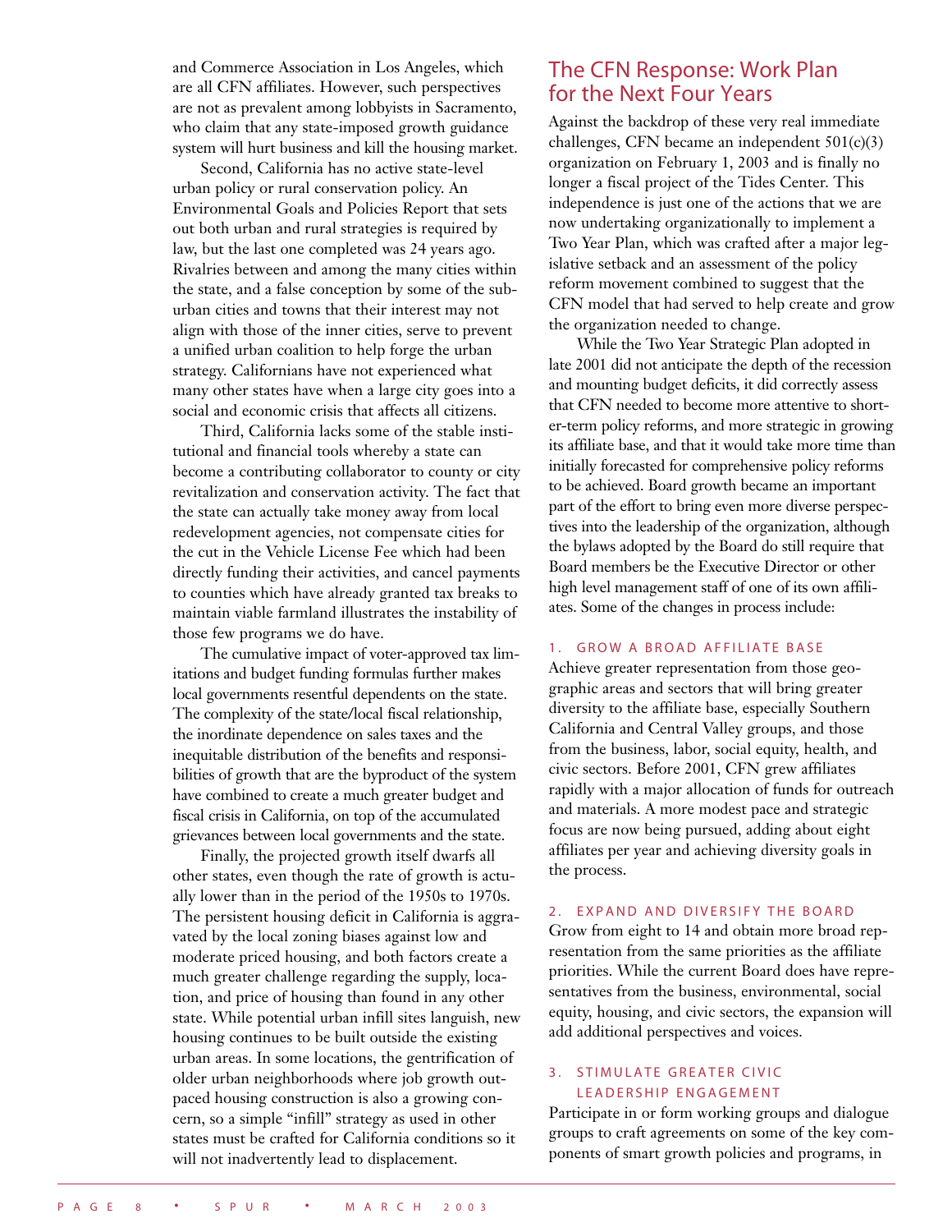and Commerce Association in Los Angeles, which are all CFN affiliates. However, such perspectives are not as prevalent among lobbyists in Sacramento, who claim that any state-imposed growth guidance system will hurt business and kill the housing market.

Second, California has no active state-level urban policy or rural conservation policy. An Environmental Goals and Policies Report that sets out both urban and rural strategies is required by law, but the last one completed was 24 years ago. Rivalries between and among the many cities within the state, and a false conception by some of the suburban cities and towns that their interest may not align with those of the inner cities, serve to prevent a unified urban coalition to help forge the urban strategy. Californians have not experienced what many other states have when a large city goes into a social and economic crisis that affects all citizens.

Third, California lacks some of the stable institutional and financial tools whereby a state can become a contributing collaborator to county or city revitalization and conservation activity. The fact that the state can actually take money away from local redevelopment agencies, not compensate cities for the cut in the Vehicle License Fee which had been directly funding their activities, and cancel payments to counties which have already granted tax breaks to maintain viable farmland illustrates the instability of those few programs we do have.

The cumulative impact of voter-approved tax limitations and budget funding formulas further makes local governments resentful dependents on the state. The complexity of the state/local fiscal relationship, the inordinate dependence on sales taxes and the inequitable distribution of the benefits and responsibilities of growth that are the byproduct of the system have combined to create a much greater budget and fiscal crisis in California, on top of the accumulated grievances between local governments and the state.

Finally, the projected growth itself dwarfs all other states, even though the rate of growth is actually lower than in the period of the 1950s to 1970s. The persistent housing deficit in California is aggravated by the local zoning biases against low and moderate priced housing, and both factors create a much greater challenge regarding the supply, location, and price of housing than found in any other state. While potential urban infill sites languish, new housing continues to be built outside the existing urban areas. In some locations, the gentrification of older urban neighborhoods where job growth outpaced housing construction is also a growing concern, so a simple "infill" strategy as used in other states must be crafted for California conditions so it will not inadvertently lead to displacement.

## The CFN Response: Work Plan for the Next Four Years

Against the backdrop of these very real immediate challenges, CFN became an independent 501(c)(3) organization on February 1, 2003 and is finally no longer a fiscal project of the Tides Center. This independence is just one of the actions that we are now undertaking organizationally to implement a Two Year Plan, which was crafted after a major legislative setback and an assessment of the policy reform movement combined to suggest that the CFN model that had served to help create and grow the organization needed to change.

While the Two Year Strategic Plan adopted in late 2001 did not anticipate the depth of the recession and mounting budget deficits, it did correctly assess that CFN needed to become more attentive to shorter-term policy reforms, and more strategic in growing its affiliate base, and that it would take more time than initially forecasted for comprehensive policy reforms to be achieved. Board growth became an important part of the effort to bring even more diverse perspectives into the leadership of the organization, although the bylaws adopted by the Board do still require that Board members be the Executive Director or other high level management staff of one of its own affiliates. Some of the changes in process include:

### 1. GROW A BROAD AFFILIATE BASE

Achieve greater representation from those geographic areas and sectors that will bring greater diversity to the affiliate base, especially Southern California and Central Valley groups, and those from the business, labor, social equity, health, and civic sectors. Before 2001, CFN grew affiliates rapidly with a major allocation of funds for outreach and materials. A more modest pace and strategic focus are now being pursued, adding about eight affiliates per year and achieving diversity goals in the process.

### 2. EXPAND AND DIVERSIFY THE BOARD

Grow from eight to 14 and obtain more broad representation from the same priorities as the affiliate priorities. While the current Board does have representatives from the business, environmental, social equity, housing, and civic sectors, the expansion will add additional perspectives and voices.

### 3. STIMULATE GREATER CIVIC LEADERSHIP ENGAGEMENT

Participate in or form working groups and dialogue groups to craft agreements on some of the key components of smart growth policies and programs, in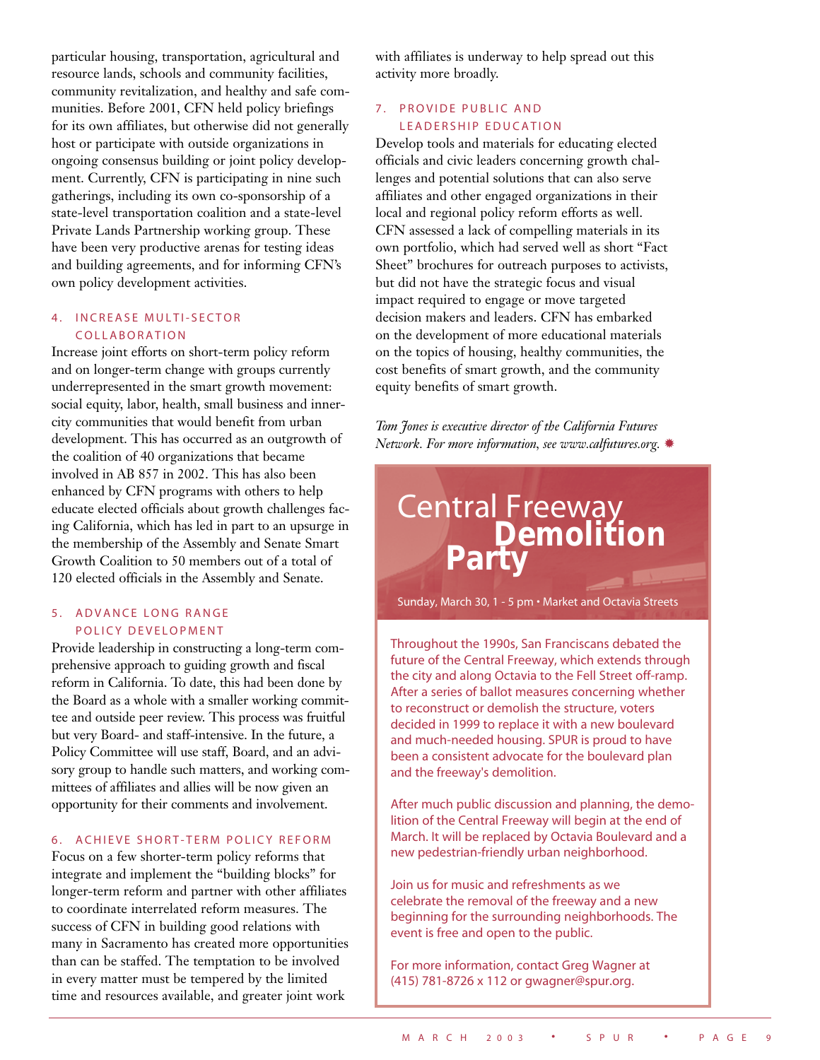particular housing, transportation, agricultural and resource lands, schools and community facilities, community revitalization, and healthy and safe communities. Before 2001, CFN held policy briefings for its own affiliates, but otherwise did not generally host or participate with outside organizations in ongoing consensus building or joint policy development. Currently, CFN is participating in nine such gatherings, including its own co-sponsorship of a state-level transportation coalition and a state-level Private Lands Partnership working group. These have been very productive arenas for testing ideas and building agreements, and for informing CFN's own policy development activities.

### 4. INCREASE MULTI-SECTOR COLLABORATION

Increase joint efforts on short-term policy reform and on longer-term change with groups currently underrepresented in the smart growth movement: social equity, labor, health, small business and inner-city communities that would benefit from urban development. This has occurred as an outgrowth of the coalition of 40 organizations that became involved in AB 857 in 2002. This has also been enhanced by CFN programs with others to help educate elected officials about growth challenges facing California, which has led in part to an upsurge in the membership of the Assembly and Senate Smart Growth Coalition to 50 members out of a total of 120 elected officials in the Assembly and Senate.

### 5. ADVANCE LONG RANGE POLICY DEVELOPMENT

Provide leadership in constructing a long-term comprehensive approach to guiding growth and fiscal reform in California. To date, this had been done by the Board as a whole with a smaller working committee and outside peer review. This process was fruitful but very Board- and staff-intensive. In the future, a Policy Committee will use staff, Board, and an advisory group to handle such matters, and working committees of affiliates and allies will be now given an opportunity for their comments and involvement.

### 6. ACHIEVE SHORT-TERM POLICY REFORM

Focus on a few shorter-term policy reforms that integrate and implement the "building blocks" for longer-term reform and partner with other affiliates to coordinate interrelated reform measures. The success of CFN in building good relations with many in Sacramento has created more opportunities than can be staffed. The temptation to be involved in every matter must be tempered by the limited time and resources available, and greater joint work with affiliates is underway to help spread out this activity more broadly.

### 7. PROVIDE PUBLIC AND LEADERSHIP EDUCATION

Develop tools and materials for educating elected officials and civic leaders concerning growth challenges and potential solutions that can also serve affiliates and other engaged organizations in their local and regional policy reform efforts as well. CFN assessed a lack of compelling materials in its own portfolio, which had served well as short "Fact Sheet" brochures for outreach purposes to activists, but did not have the strategic focus and visual impact required to engage or move targeted decision makers and leaders. CFN has embarked on the development of more educational materials on the topics of housing, healthy communities, the cost benefits of smart growth, and the community equity benefits of smart growth.

*Tom Jones is executive director of the California Futures Network. For more information, see www.calfutures.org.*

## Central Freeway **Demolition Party**

Sunday, March 30, 1 - 5 pm • Market and Octavia Streets

Throughout the 1990s, San Franciscans debated the future of the Central Freeway, which extends through the city and along Octavia to the Fell Street off-ramp. After a series of ballot measures concerning whether to reconstruct or demolish the structure, voters decided in 1999 to replace it with a new boulevard and much-needed housing. SPUR is proud to have been a consistent advocate for the boulevard plan and the freeway's demolition.

After much public discussion and planning, the demolition of the Central Freeway will begin at the end of March. It will be replaced by Octavia Boulevard and a new pedestrian-friendly urban neighborhood.

Join us for music and refreshments as we celebrate the removal of the freeway and a new beginning for the surrounding neighborhoods. The event is free and open to the public.

For more information, contact Greg Wagner at (415) 781-8726 x 112 or gwagner@spur.org.